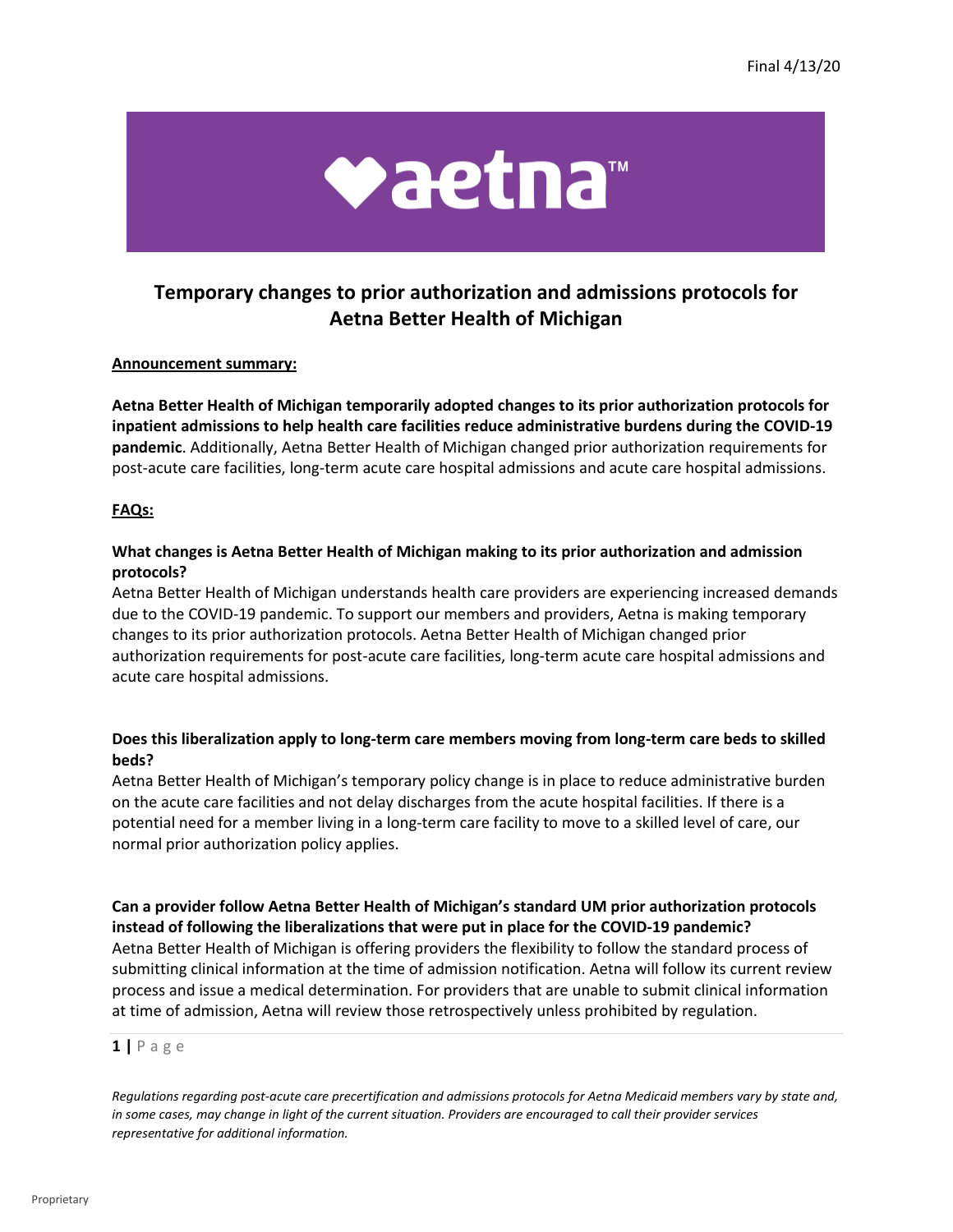Final 4/13/20

# Temporary changes to prior authorization and admissions protocols for Aetna Better Health of Michigan

**Announcement summary:**

**Aetna Better Health of Michigan temporarily adopted changes to its prior authorization protocols for inpatient admissions to help health care facilities reduce administrative burdens during the COVID-19 pandemic**. Additionally, Aetna Better Health of Michigan changed prior authorization requirements for post-acute care facilities, long-term acute care hospital admissions and acute care hospital admissions.

**FAQs:**

**What changes is Aetna Better Health of Michigan making to its prior authorization and admission protocols?**

Aetna Better Health of Michigan understands health care providers are experiencing increased demands due to the COVID-19 pandemic. To support our members and providers, Aetna is making temporary changes to its prior authorization protocols. Aetna Better Health of Michigan changed prior authorization requirements for post-acute care facilities, long-term acute care hospital admissions and acute care hospital admissions.

**Does this liberalization apply to long-term care members moving from long-term care beds to skilled beds?**

Aetna Better Health of Michigan's temporary policy change is in place to reduce administrative burden on the acute care facilities and not delay discharges from the acute hospital facilities. If there is a potential need for a member living in a long-term care facility to move to a skilled level of care, our normal prior authorization policy applies.

**Can a provider follow Aetna Better Health of Michigan's standard UM prior authorization protocols instead of following the liberalizations that were put in place for the COVID-19 pandemic?**

Aetna Better Health of Michigan is offering providers the flexibility to follow the standard process of submitting clinical information at the time of admission notification. Aetna will follow its current review process and issue a medical determination. For providers that are unable to submit clinical information at time of admission, Aetna will review those retrospectively unless prohibited by regulation.

*Regulations regarding post-acute care precertification and admissions protocols for Aetna Medicaid members vary by state and, in some cases, may change in light of the current situation. Providers are encouraged to call their provider services representative for additional information.*

Proprietary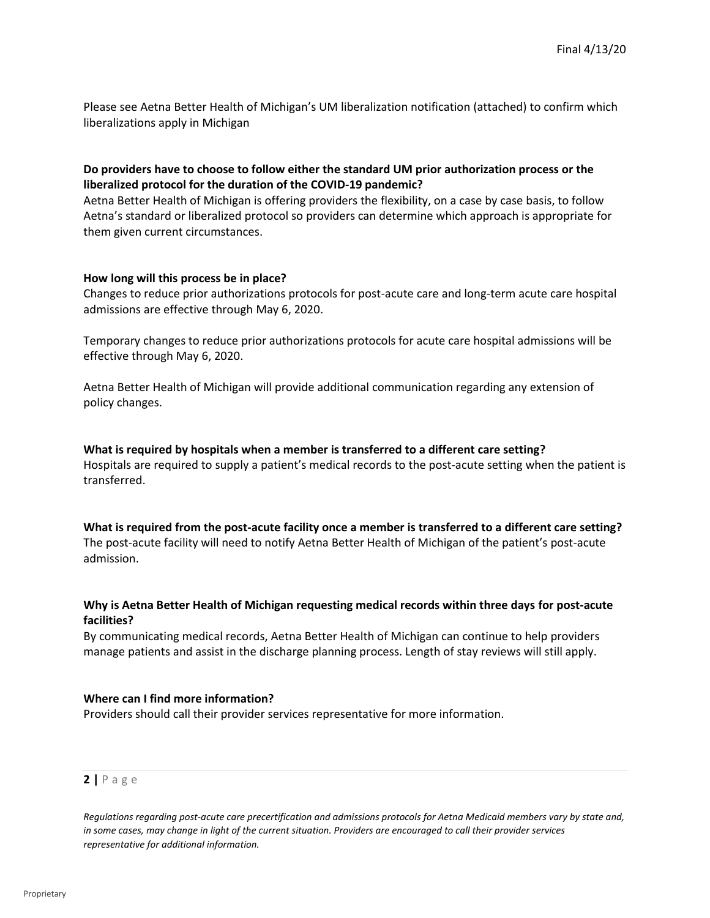Please see Aetna Better Health of Michigan's UM liberalization notification (attached) to confirm which liberalizations apply in Michigan

**Do providers have to choose to follow either the standard UM prior authorization process or the liberalized protocol for the duration of the COVID-19 pandemic?**

Aetna Better Health of Michigan is offering providers the flexibility, on a case by case basis, to follow Aetna's standard or liberalized protocol so providers can determine which approach is appropriate for them given current circumstances.

**How long will this process be in place?**

Changes to reduce prior authorizations protocols for post-acute care and long-term acute care hospital admissions are effective through May 6, 2020.

Temporary changes to reduce prior authorizations protocols for acute care hospital admissions will be effective through May 6, 2020.

Aetna Better Health of Michigan will provide additional communication regarding any extension of policy changes.

**What is required by hospitals when a member is transferred to a different care setting?**

Hospitals are required to supply a patient's medical records to the post-acute setting when the patient is transferred.

**What is required from the post-acute facility once a member is transferred to a different care setting?**

The post-acute facility will need to notify Aetna Better Health of Michigan of the patient's post-acute admission.

**Why is Aetna Better Health of Michigan requesting medical records within three days for post-acute facilities?**

By communicating medical records, Aetna Better Health of Michigan can continue to help providers manage patients and assist in the discharge planning process. Length of stay reviews will still apply.

**Where can I find more information?**

Providers should call their provider services representative for more information.

*Regulations regarding post-acute care precertification and admissions protocols for Aetna Medicaid members vary by state and, in some cases, may change in light of the current situation. Providers are encouraged to call their provider services representative for additional information.*